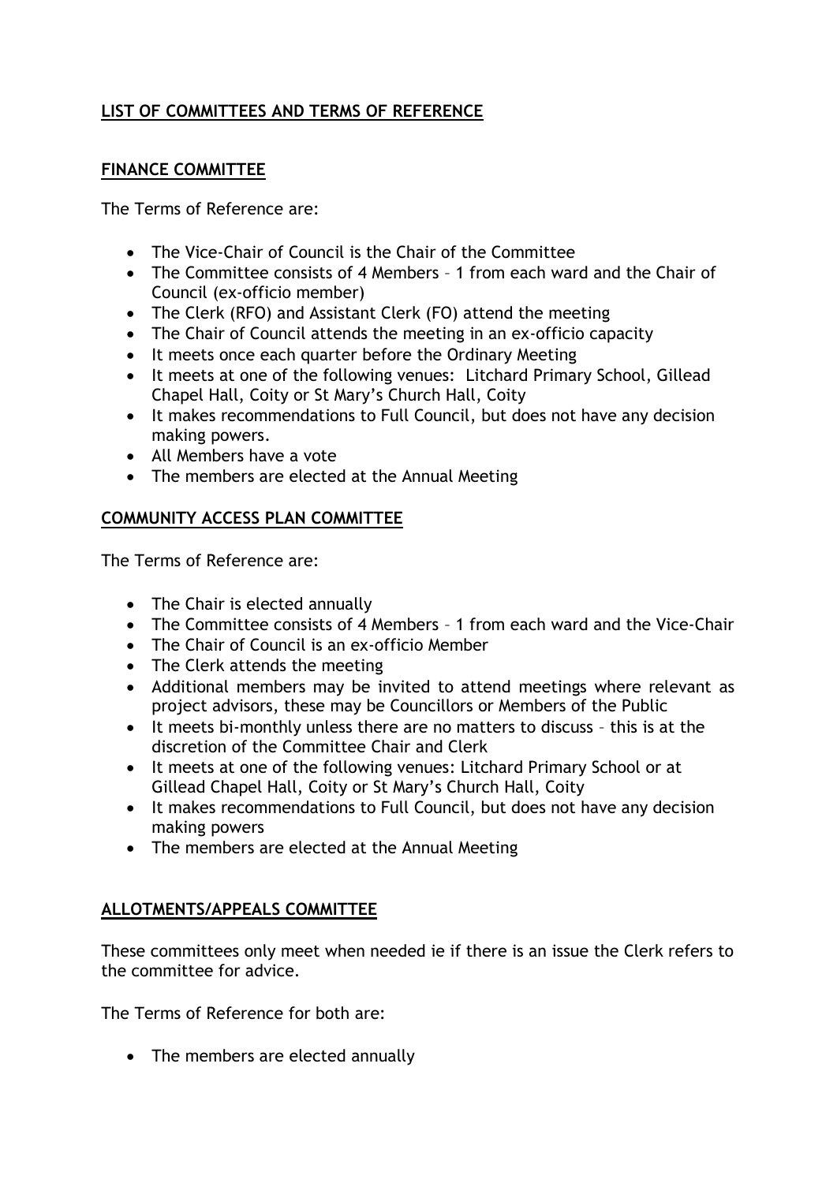## LIST OF COMMITTEES AND TERMS OF REFERENCE

### FINANCE COMMITTEE

The Terms of Reference are:

- The Vice-Chair of Council is the Chair of the Committee
- The Committee consists of 4 Members – 1 from each ward and the Chair of Council (ex-officio member)
- The Clerk (RFO) and Assistant Clerk (FO) attend the meeting
- The Chair of Council attends the meeting in an ex-officio capacity
- It meets once each quarter before the Ordinary Meeting
- It meets at one of the following venues: Litchard Primary School, Gillead Chapel Hall, Coity or St Mary's Church Hall, Coity
- It makes recommendations to Full Council, but does not have any decision making powers.
- All Members have a vote
- The members are elected at the Annual Meeting

### COMMUNITY ACCESS PLAN COMMITTEE

The Terms of Reference are:

- The Chair is elected annually
- The Committee consists of 4 Members – 1 from each ward and the Vice-Chair
- The Chair of Council is an ex-officio Member
- The Clerk attends the meeting
- Additional members may be invited to attend meetings where relevant as project advisors, these may be Councillors or Members of the Public
- It meets bi-monthly unless there are no matters to discuss – this is at the discretion of the Committee Chair and Clerk
- It meets at one of the following venues: Litchard Primary School or at Gillead Chapel Hall, Coity or St Mary's Church Hall, Coity
- It makes recommendations to Full Council, but does not have any decision making powers
- The members are elected at the Annual Meeting

### ALLOTMENTS/APPEALS COMMITTEE

These committees only meet when needed ie if there is an issue the Clerk refers to the committee for advice.

The Terms of Reference for both are:

- The members are elected annually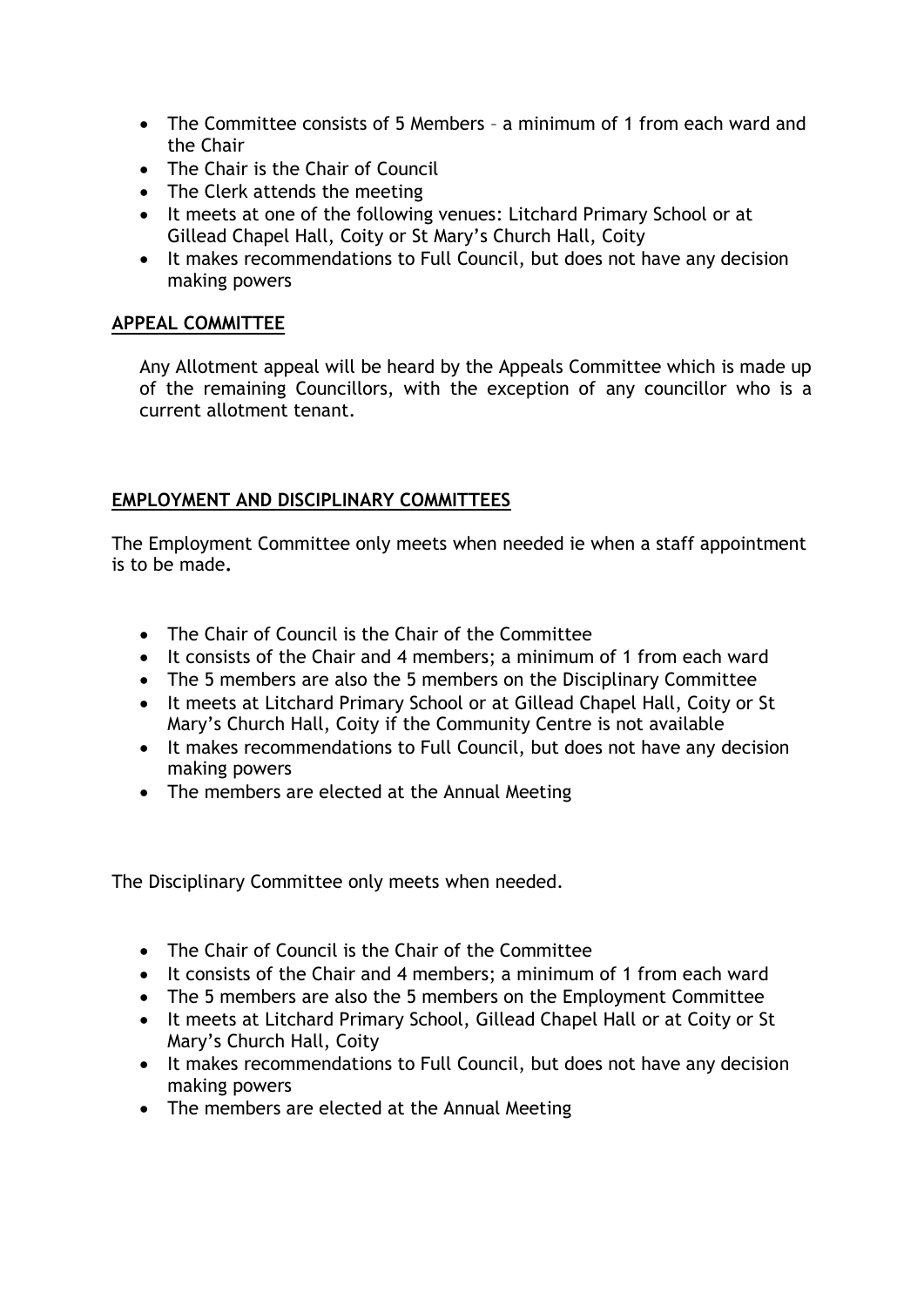- The Committee consists of 5 Members – a minimum of 1 from each ward and the Chair
- The Chair is the Chair of Council
- The Clerk attends the meeting
- It meets at one of the following venues: Litchard Primary School or at Gillead Chapel Hall, Coity or St Mary's Church Hall, Coity
- It makes recommendations to Full Council, but does not have any decision making powers

## APPEAL COMMITTEE

Any Allotment appeal will be heard by the Appeals Committee which is made up of the remaining Councillors, with the exception of any councillor who is a current allotment tenant.

## EMPLOYMENT AND DISCIPLINARY COMMITTEES

The Employment Committee only meets when needed ie when a staff appointment is to be made**.**

- The Chair of Council is the Chair of the Committee
- It consists of the Chair and 4 members; a minimum of 1 from each ward
- The 5 members are also the 5 members on the Disciplinary Committee
- It meets at Litchard Primary School or at Gillead Chapel Hall, Coity or St Mary's Church Hall, Coity if the Community Centre is not available
- It makes recommendations to Full Council, but does not have any decision making powers
- The members are elected at the Annual Meeting

The Disciplinary Committee only meets when needed.

- The Chair of Council is the Chair of the Committee
- It consists of the Chair and 4 members; a minimum of 1 from each ward
- The 5 members are also the 5 members on the Employment Committee
- It meets at Litchard Primary School, Gillead Chapel Hall or at Coity or St Mary's Church Hall, Coity
- It makes recommendations to Full Council, but does not have any decision making powers
- The members are elected at the Annual Meeting